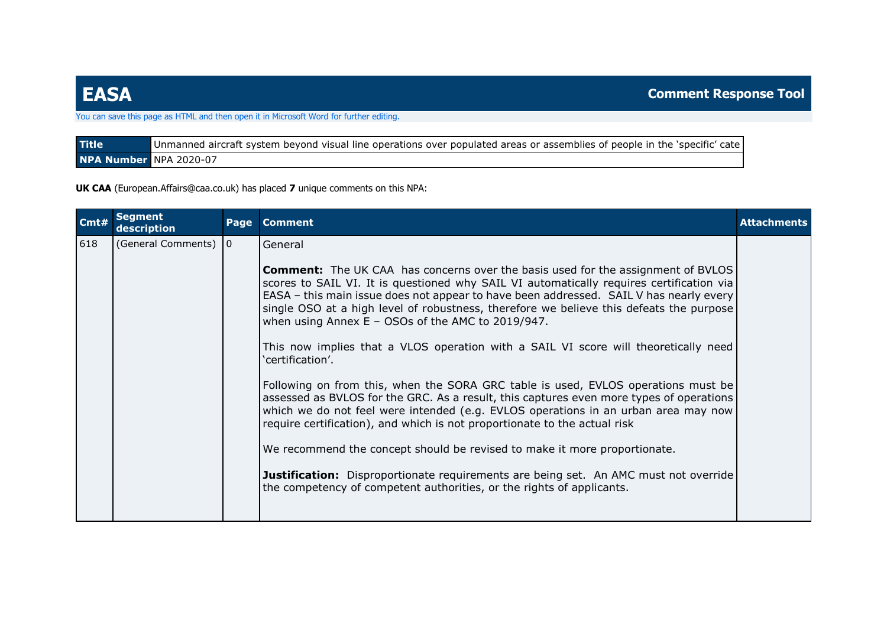# EASA

**Comment Response Tool**

You can save this page as HTML and then open it in Microsoft Word for further editing.

| | |
|---|---|
| **Title** | Unmanned aircraft system beyond visual line operations over populated areas or assemblies of people in the 'specific' cate |
| **NPA Number** | NPA 2020-07 |

**UK CAA** (European.Affairs@caa.co.uk) has placed **7** unique comments on this NPA:

| Cmt# | Segment description | Page | Comment | Attachments |
|---|---|---|---|---|
| 618 | (General Comments) | 0 | General<br><br>**Comment:** The UK CAA has concerns over the basis used for the assignment of BVLOS scores to SAIL VI. It is questioned why SAIL VI automatically requires certification via EASA – this main issue does not appear to have been addressed. SAIL V has nearly every single OSO at a high level of robustness, therefore we believe this defeats the purpose when using Annex E – OSOs of the AMC to 2019/947.<br><br>This now implies that a VLOS operation with a SAIL VI score will theoretically need 'certification'.<br><br>Following on from this, when the SORA GRC table is used, EVLOS operations must be assessed as BVLOS for the GRC. As a result, this captures even more types of operations which we do not feel were intended (e.g. EVLOS operations in an urban area may now require certification), and which is not proportionate to the actual risk<br><br>We recommend the concept should be revised to make it more proportionate.<br><br>**Justification:** Disproportionate requirements are being set. An AMC must not override the competency of competent authorities, or the rights of applicants. | |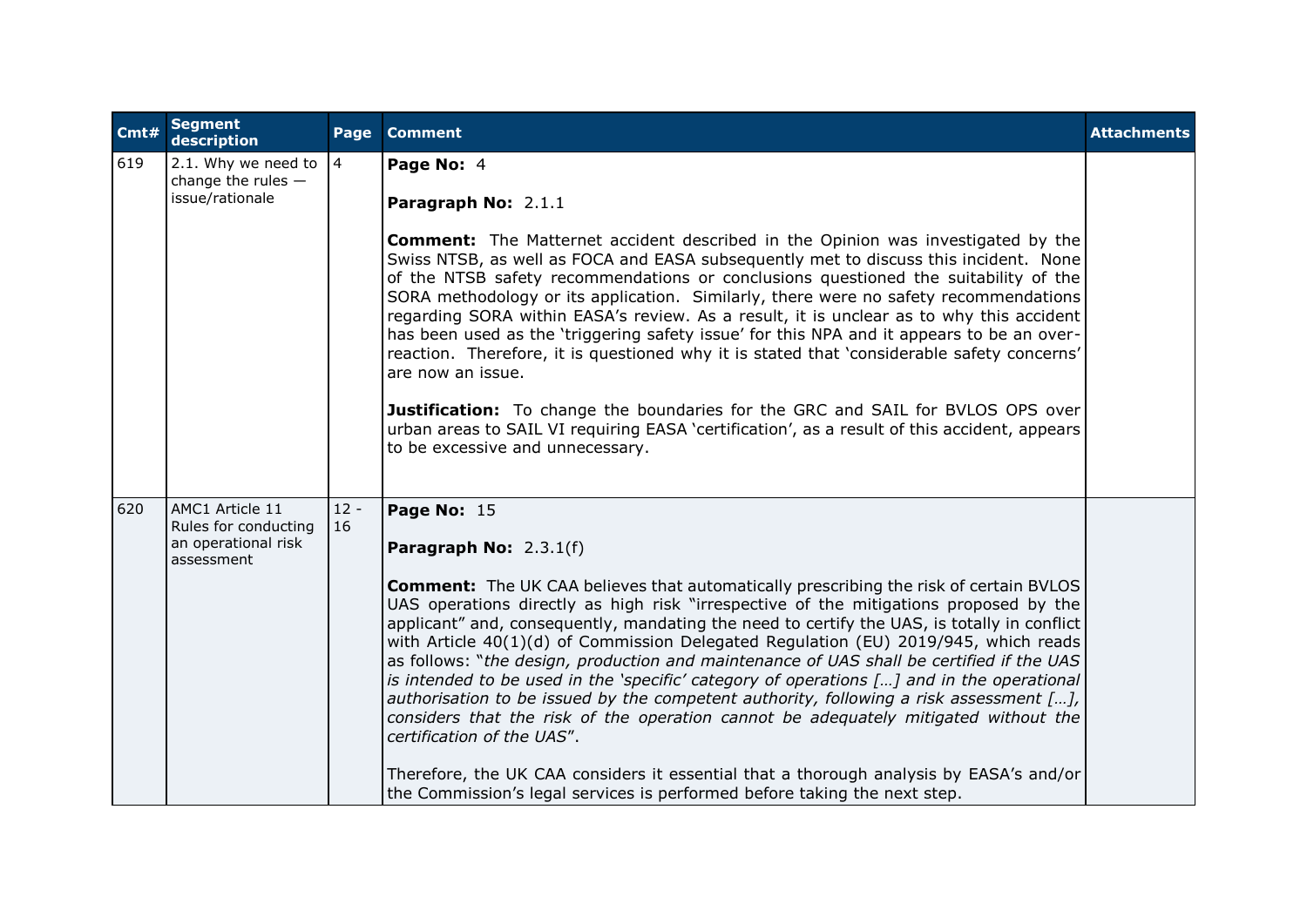| Cmt# | Segment description | Page | Comment | Attachments |
|---|---|---|---|---|
| 619 | 2.1. Why we need to change the rules — issue/rationale | 4 | **Page No:** 4<br><br>**Paragraph No:** 2.1.1<br><br>**Comment:** The Matternet accident described in the Opinion was investigated by the Swiss NTSB, as well as FOCA and EASA subsequently met to discuss this incident. None of the NTSB safety recommendations or conclusions questioned the suitability of the SORA methodology or its application. Similarly, there were no safety recommendations regarding SORA within EASA's review. As a result, it is unclear as to why this accident has been used as the 'triggering safety issue' for this NPA and it appears to be an over-reaction. Therefore, it is questioned why it is stated that 'considerable safety concerns' are now an issue.<br><br>**Justification:** To change the boundaries for the GRC and SAIL for BVLOS OPS over urban areas to SAIL VI requiring EASA 'certification', as a result of this accident, appears to be excessive and unnecessary. | |
| 620 | AMC1 Article 11 Rules for conducting an operational risk assessment | 12 - 16 | **Page No:** 15<br><br>**Paragraph No:** 2.3.1(f)<br><br>**Comment:** The UK CAA believes that automatically prescribing the risk of certain BVLOS UAS operations directly as high risk "irrespective of the mitigations proposed by the applicant" and, consequently, mandating the need to certify the UAS, is totally in conflict with Article 40(1)(d) of Commission Delegated Regulation (EU) 2019/945, which reads as follows: "*the design, production and maintenance of UAS shall be certified if the UAS is intended to be used in the 'specific' category of operations […] and in the operational authorisation to be issued by the competent authority, following a risk assessment […], considers that the risk of the operation cannot be adequately mitigated without the certification of the UAS*".<br><br>Therefore, the UK CAA considers it essential that a thorough analysis by EASA's and/or the Commission's legal services is performed before taking the next step. | |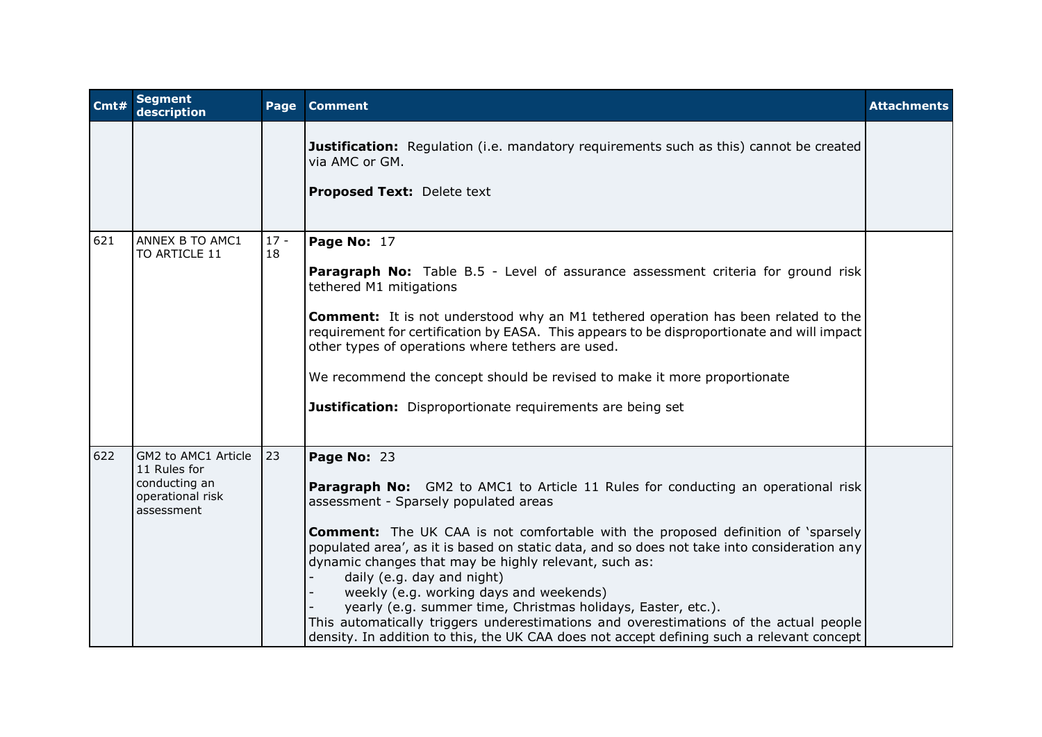| Cmt# | Segment description | Page | Comment | Attachments |
|---|---|---|---|---|
| | | | **Justification:** Regulation (i.e. mandatory requirements such as this) cannot be created via AMC or GM.<br><br>**Proposed Text:** Delete text | |
| 621 | ANNEX B TO AMC1 TO ARTICLE 11 | 17 - 18 | **Page No:** 17<br><br>**Paragraph No:** Table B.5 - Level of assurance assessment criteria for ground risk tethered M1 mitigations<br><br>**Comment:** It is not understood why an M1 tethered operation has been related to the requirement for certification by EASA. This appears to be disproportionate and will impact other types of operations where tethers are used.<br><br>We recommend the concept should be revised to make it more proportionate<br><br>**Justification:** Disproportionate requirements are being set | |
| 622 | GM2 to AMC1 Article 11 Rules for conducting an operational risk assessment | 23 | **Page No:** 23<br><br>**Paragraph No:** GM2 to AMC1 to Article 11 Rules for conducting an operational risk assessment - Sparsely populated areas<br><br>**Comment:** The UK CAA is not comfortable with the proposed definition of 'sparsely populated area', as it is based on static data, and so does not take into consideration any dynamic changes that may be highly relevant, such as:<br>- daily (e.g. day and night)<br>- weekly (e.g. working days and weekends)<br>- yearly (e.g. summer time, Christmas holidays, Easter, etc.).<br>This automatically triggers underestimations and overestimations of the actual people density. In addition to this, the UK CAA does not accept defining such a relevant concept | |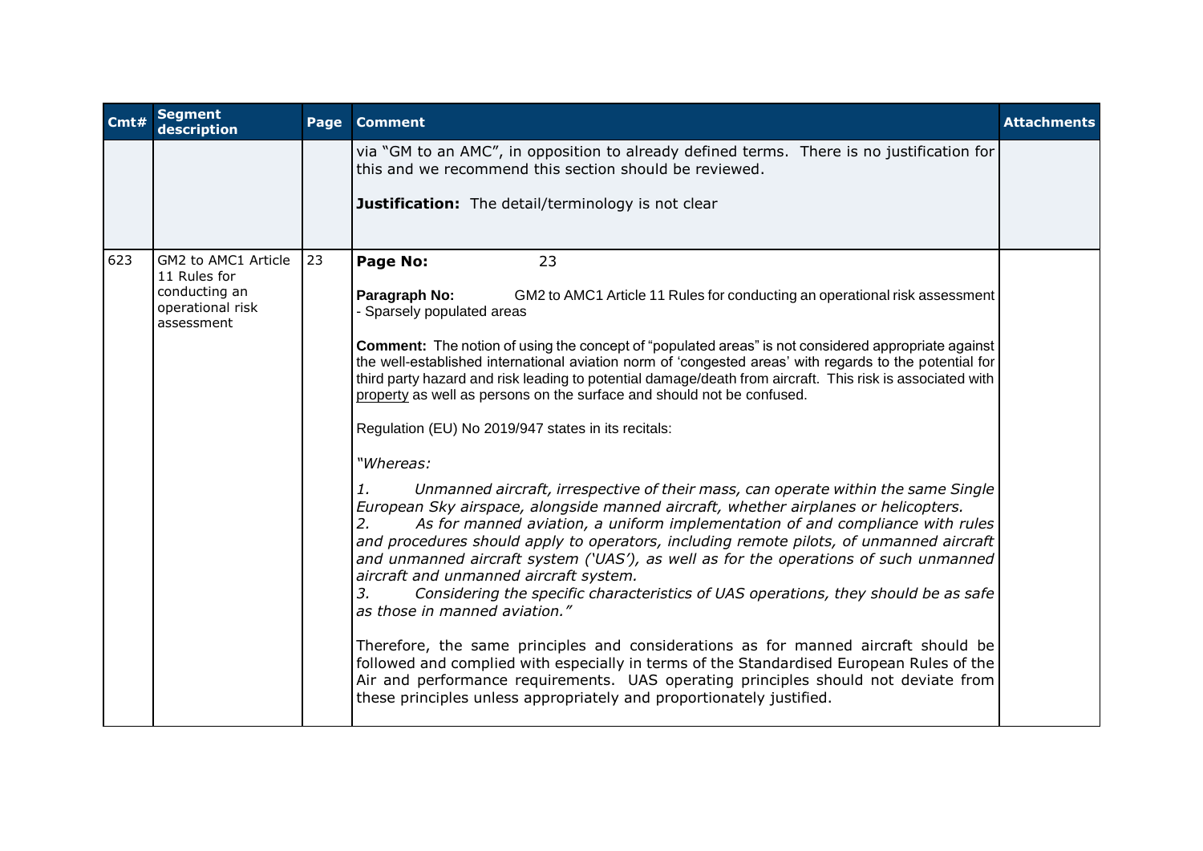| Cmt# | Segment description | Page | Comment | Attachments |
|---|---|---|---|---|
| | | | via "GM to an AMC", in opposition to already defined terms. There is no justification for this and we recommend this section should be reviewed.<br><br>**Justification:** The detail/terminology is not clear | |
| 623 | GM2 to AMC1 Article 11 Rules for conducting an operational risk assessment | 23 | **Page No:** 23<br><br>**Paragraph No:** GM2 to AMC1 Article 11 Rules for conducting an operational risk assessment - Sparsely populated areas<br><br>**Comment:** The notion of using the concept of "populated areas" is not considered appropriate against the well-established international aviation norm of 'congested areas' with regards to the potential for third party hazard and risk leading to potential damage/death from aircraft. This risk is associated with property as well as persons on the surface and should not be confused.<br><br>Regulation (EU) No 2019/947 states in its recitals:<br><br>*"Whereas:*<br><br>*1. Unmanned aircraft, irrespective of their mass, can operate within the same Single European Sky airspace, alongside manned aircraft, whether airplanes or helicopters.*<br>*2. As for manned aviation, a uniform implementation of and compliance with rules and procedures should apply to operators, including remote pilots, of unmanned aircraft and unmanned aircraft system ('UAS'), as well as for the operations of such unmanned aircraft and unmanned aircraft system.*<br>*3. Considering the specific characteristics of UAS operations, they should be as safe as those in manned aviation."*<br><br>Therefore, the same principles and considerations as for manned aircraft should be followed and complied with especially in terms of the Standardised European Rules of the Air and performance requirements. UAS operating principles should not deviate from these principles unless appropriately and proportionately justified. | |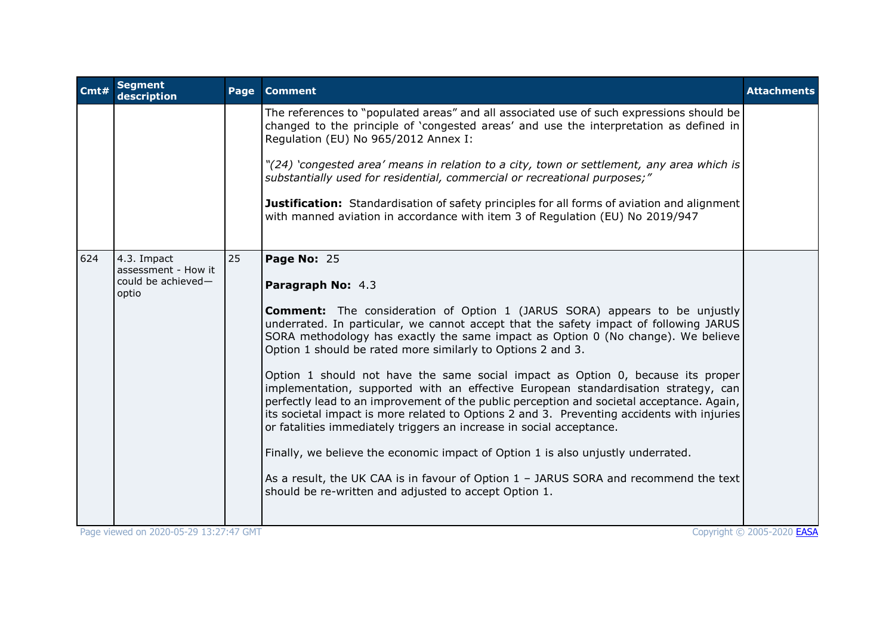| Cmt# | Segment description | Page | Comment | Attachments |
|---|---|---|---|---|
| | | | The references to "populated areas" and all associated use of such expressions should be changed to the principle of 'congested areas' and use the interpretation as defined in Regulation (EU) No 965/2012 Annex I:<br><br>*"(24) 'congested area' means in relation to a city, town or settlement, any area which is substantially used for residential, commercial or recreational purposes;"*<br><br>**Justification:** Standardisation of safety principles for all forms of aviation and alignment with manned aviation in accordance with item 3 of Regulation (EU) No 2019/947 | |
| 624 | 4.3. Impact assessment - How it could be achieved—optio | 25 | **Page No:** 25<br><br>**Paragraph No:** 4.3<br><br>**Comment:** The consideration of Option 1 (JARUS SORA) appears to be unjustly underrated. In particular, we cannot accept that the safety impact of following JARUS SORA methodology has exactly the same impact as Option 0 (No change). We believe Option 1 should be rated more similarly to Options 2 and 3.<br><br>Option 1 should not have the same social impact as Option 0, because its proper implementation, supported with an effective European standardisation strategy, can perfectly lead to an improvement of the public perception and societal acceptance. Again, its societal impact is more related to Options 2 and 3. Preventing accidents with injuries or fatalities immediately triggers an increase in social acceptance.<br><br>Finally, we believe the economic impact of Option 1 is also unjustly underrated.<br><br>As a result, the UK CAA is in favour of Option 1 – JARUS SORA and recommend the text should be re-written and adjusted to accept Option 1. | |